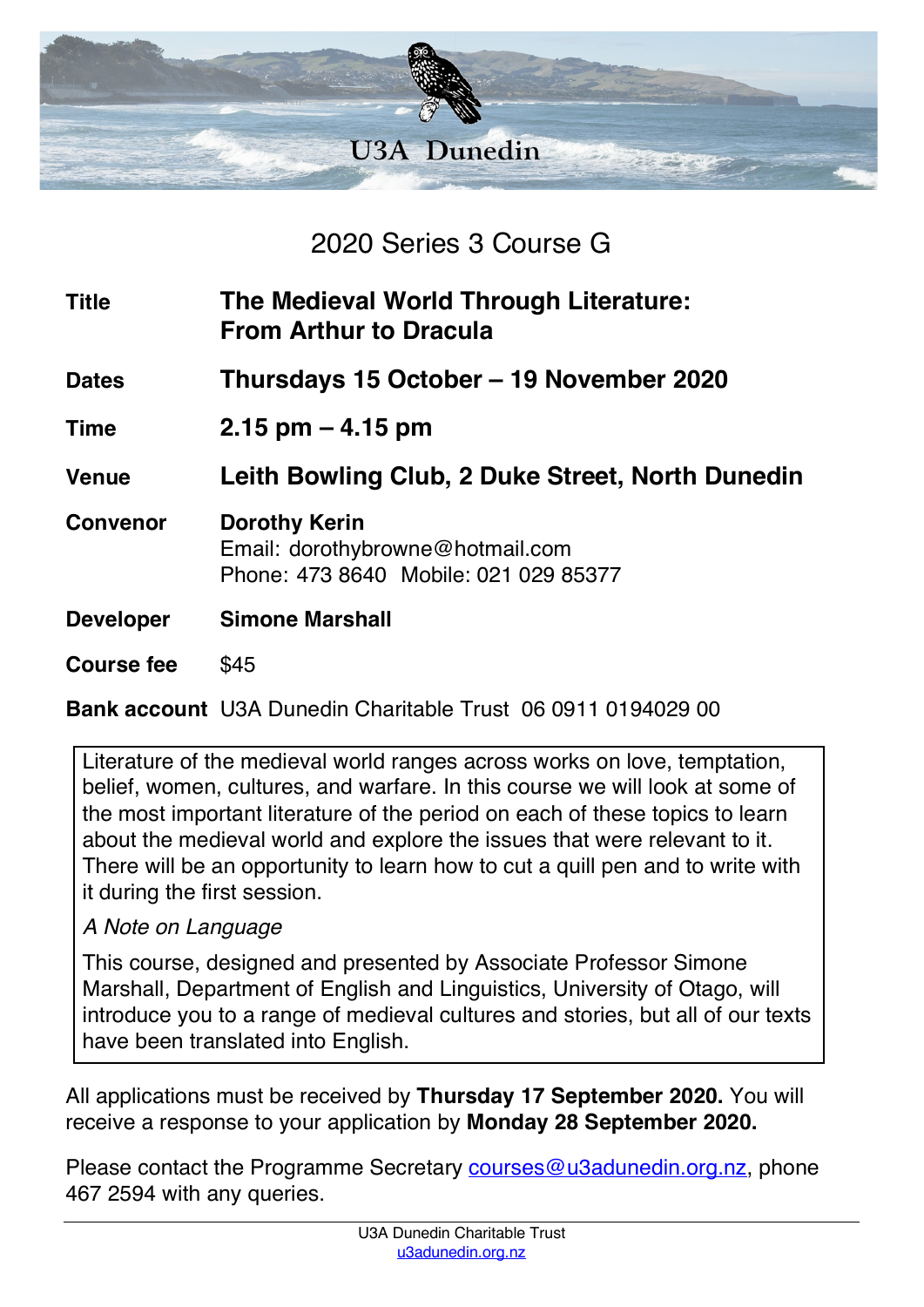U3A Dunedin

# 2020 Series 3 Course G

| | |
|---|---|
| **Title** | **The Medieval World Through Literature: From Arthur to Dracula** |
| **Dates** | **Thursdays 15 October – 19 November 2020** |
| **Time** | **2.15 pm – 4.15 pm** |
| **Venue** | **Leith Bowling Club, 2 Duke Street, North Dunedin** |
| **Convenor** | **Dorothy Kerin**<br>Email: dorothybrowne@hotmail.com<br>Phone: 473 8640 Mobile: 021 029 85377 |
| **Developer** | **Simone Marshall** |
| **Course fee** | $45 |
| **Bank account** | U3A Dunedin Charitable Trust 06 0911 0194029 00 |

Literature of the medieval world ranges across works on love, temptation, belief, women, cultures, and warfare. In this course we will look at some of the most important literature of the period on each of these topics to learn about the medieval world and explore the issues that were relevant to it. There will be an opportunity to learn how to cut a quill pen and to write with it during the first session.

*A Note on Language*

This course, designed and presented by Associate Professor Simone Marshall, Department of English and Linguistics, University of Otago, will introduce you to a range of medieval cultures and stories, but all of our texts have been translated into English.

All applications must be received by **Thursday 17 September 2020.** You will receive a response to your application by **Monday 28 September 2020.**

Please contact the Programme Secretary courses@u3adunedin.org.nz, phone 467 2594 with any queries.

U3A Dunedin Charitable Trust
u3adunedin.org.nz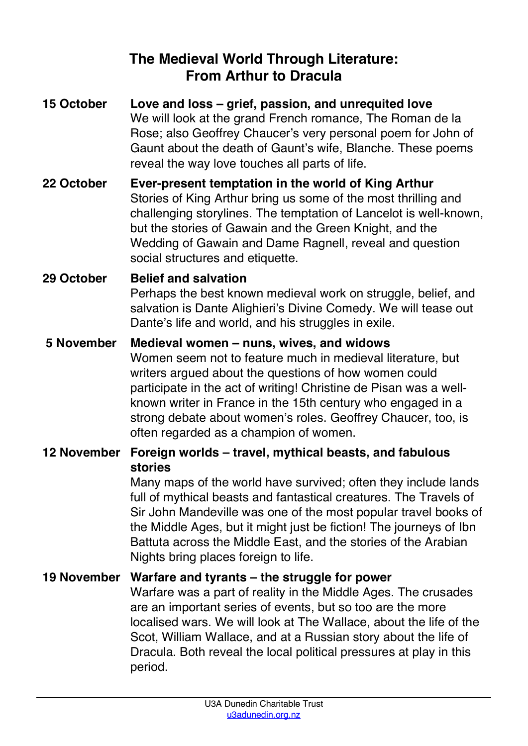# The Medieval World Through Literature: From Arthur to Dracula

**15 October** **Love and loss – grief, passion, and unrequited love**

We will look at the grand French romance, The Roman de la Rose; also Geoffrey Chaucer's very personal poem for John of Gaunt about the death of Gaunt's wife, Blanche. These poems reveal the way love touches all parts of life.

**22 October** **Ever-present temptation in the world of King Arthur**

Stories of King Arthur bring us some of the most thrilling and challenging storylines. The temptation of Lancelot is well-known, but the stories of Gawain and the Green Knight, and the Wedding of Gawain and Dame Ragnell, reveal and question social structures and etiquette.

**29 October** **Belief and salvation**

Perhaps the best known medieval work on struggle, belief, and salvation is Dante Alighieri's Divine Comedy. We will tease out Dante's life and world, and his struggles in exile.

**5 November** **Medieval women – nuns, wives, and widows**

Women seem not to feature much in medieval literature, but writers argued about the questions of how women could participate in the act of writing! Christine de Pisan was a well-known writer in France in the 15th century who engaged in a strong debate about women's roles. Geoffrey Chaucer, too, is often regarded as a champion of women.

**12 November** **Foreign worlds – travel, mythical beasts, and fabulous stories**

Many maps of the world have survived; often they include lands full of mythical beasts and fantastical creatures. The Travels of Sir John Mandeville was one of the most popular travel books of the Middle Ages, but it might just be fiction! The journeys of Ibn Battuta across the Middle East, and the stories of the Arabian Nights bring places foreign to life.

**19 November** **Warfare and tyrants – the struggle for power**

Warfare was a part of reality in the Middle Ages. The crusades are an important series of events, but so too are the more localised wars. We will look at The Wallace, about the life of the Scot, William Wallace, and at a Russian story about the life of Dracula. Both reveal the local political pressures at play in this period.

---

U3A Dunedin Charitable Trust
u3adunedin.org.nz